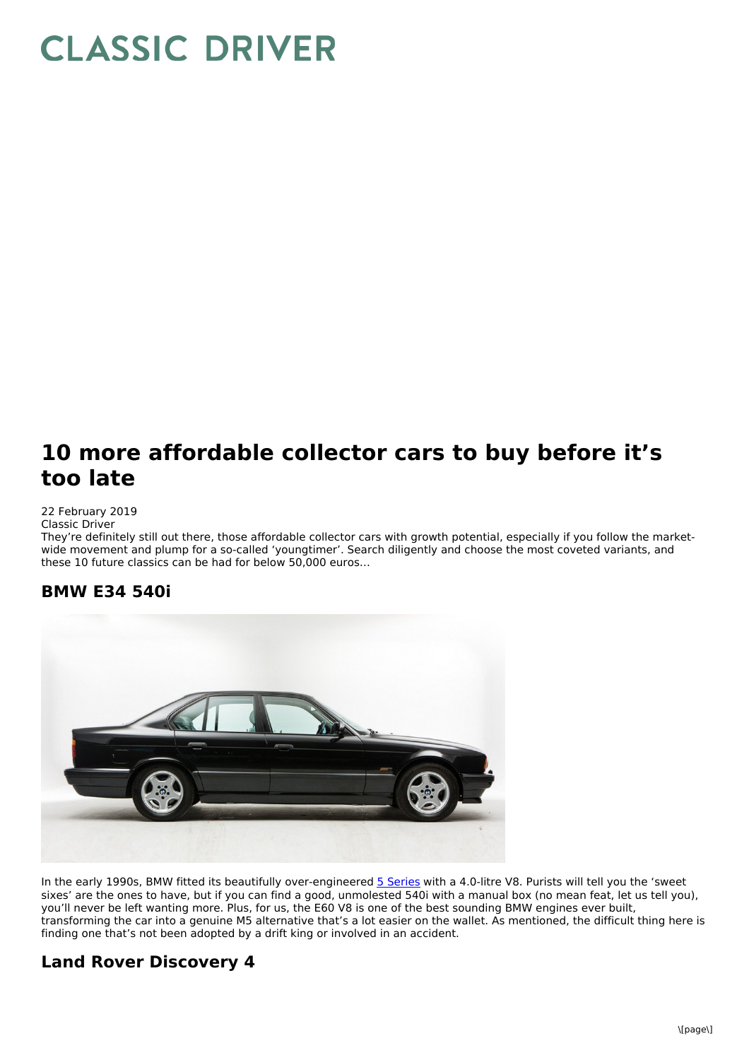# CLASSIC DRIVER

## 10 more affordable collector cars to buy before it's too late

22 February 2019
Classic Driver

They're definitely still out there, those affordable collector cars with growth potential, especially if you follow the market-wide movement and plump for a so-called 'youngtimer'. Search diligently and choose the most coveted variants, and these 10 future classics can be had for below 50,000 euros…

### BMW E34 540i

In the early 1990s, BMW fitted its beautifully over-engineered 5 Series with a 4.0-litre V8. Purists will tell you the 'sweet sixes' are the ones to have, but if you can find a good, unmolested 540i with a manual box (no mean feat, let us tell you), you'll never be left wanting more. Plus, for us, the E60 V8 is one of the best sounding BMW engines ever built, transforming the car into a genuine M5 alternative that's a lot easier on the wallet. As mentioned, the difficult thing here is finding one that's not been adopted by a drift king or involved in an accident.

### Land Rover Discovery 4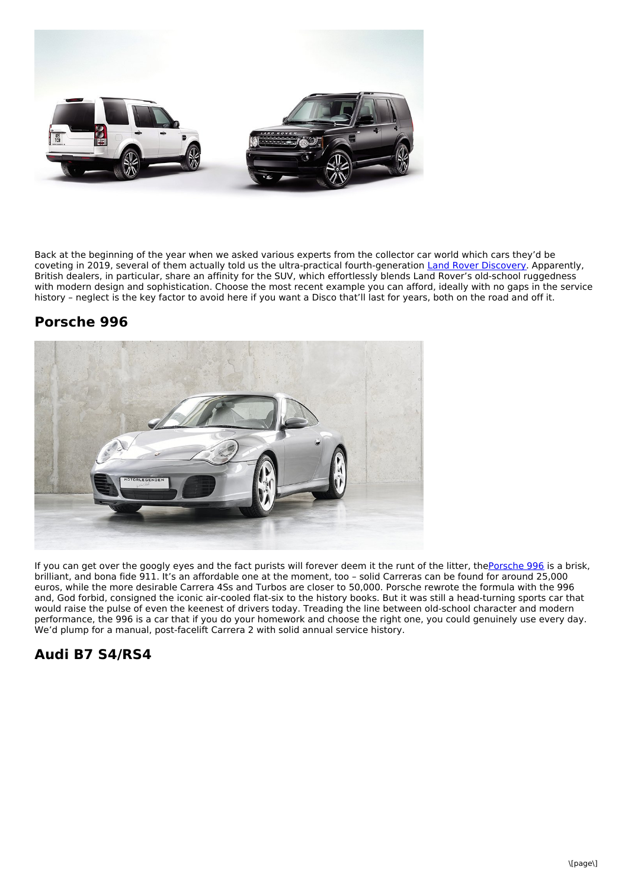Back at the beginning of the year when we asked various experts from the collector car world which cars they'd be coveting in 2019, several of them actually told us the ultra-practical fourth-generation Land Rover Discovery. Apparently, British dealers, in particular, share an affinity for the SUV, which effortlessly blends Land Rover's old-school ruggedness with modern design and sophistication. Choose the most recent example you can afford, ideally with no gaps in the service history – neglect is the key factor to avoid here if you want a Disco that'll last for years, both on the road and off it.

## Porsche 996

If you can get over the googly eyes and the fact purists will forever deem it the runt of the litter, thePorsche 996 is a brisk, brilliant, and bona fide 911. It's an affordable one at the moment, too – solid Carreras can be found for around 25,000 euros, while the more desirable Carrera 4Ss and Turbos are closer to 50,000. Porsche rewrote the formula with the 996 and, God forbid, consigned the iconic air-cooled flat-six to the history books. But it was still a head-turning sports car that would raise the pulse of even the keenest of drivers today. Treading the line between old-school character and modern performance, the 996 is a car that if you do your homework and choose the right one, you could genuinely use every day. We'd plump for a manual, post-facelift Carrera 2 with solid annual service history.

## Audi B7 S4/RS4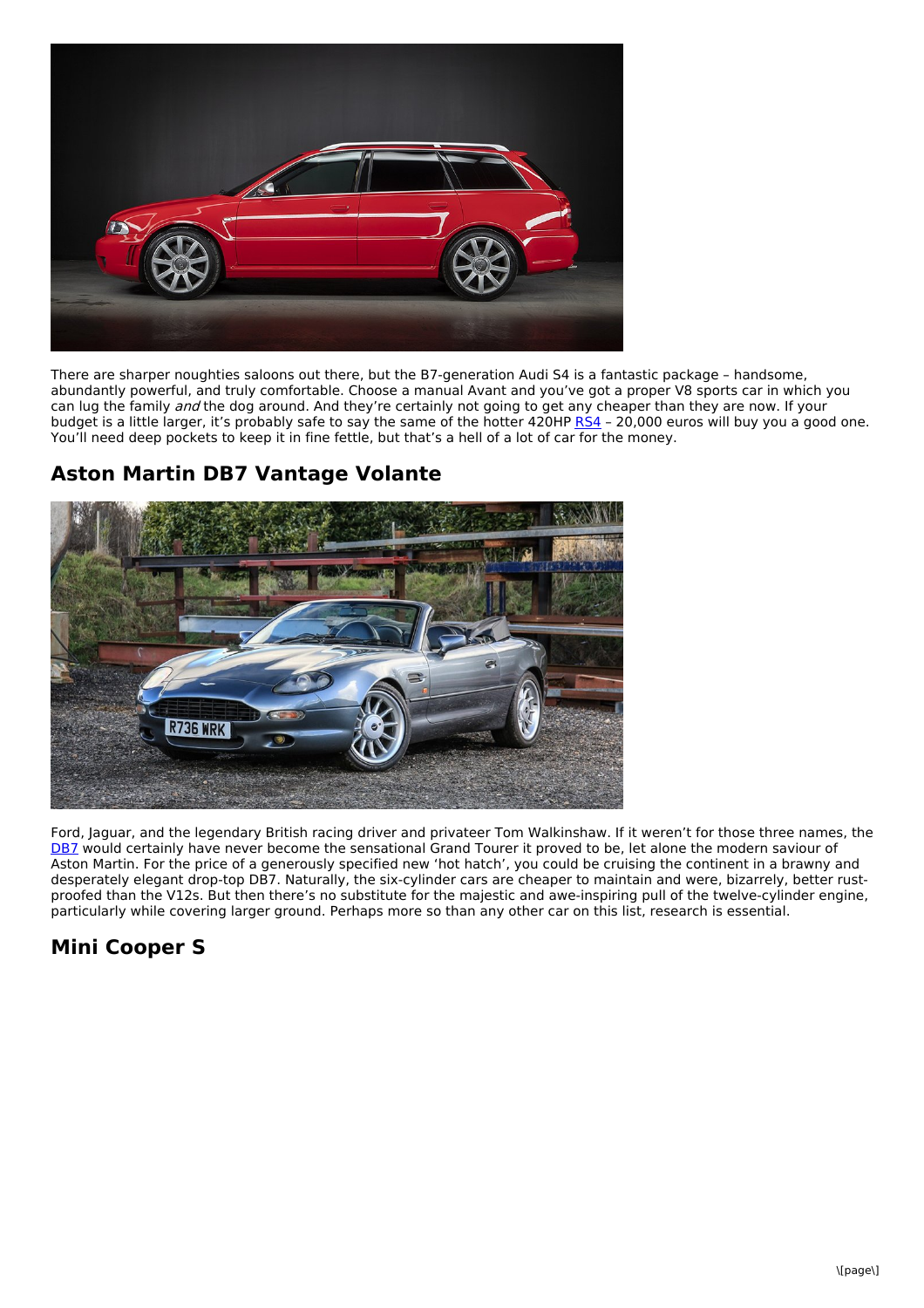There are sharper noughties saloons out there, but the B7-generation Audi S4 is a fantastic package – handsome, abundantly powerful, and truly comfortable. Choose a manual Avant and you've got a proper V8 sports car in which you can lug the family *and* the dog around. And they're certainly not going to get any cheaper than they are now. If your budget is a little larger, it's probably safe to say the same of the hotter 420HP RS4 – 20,000 euros will buy you a good one. You'll need deep pockets to keep it in fine fettle, but that's a hell of a lot of car for the money.

## Aston Martin DB7 Vantage Volante

Ford, Jaguar, and the legendary British racing driver and privateer Tom Walkinshaw. If it weren't for those three names, the DB7 would certainly have never become the sensational Grand Tourer it proved to be, let alone the modern saviour of Aston Martin. For the price of a generously specified new 'hot hatch', you could be cruising the continent in a brawny and desperately elegant drop-top DB7. Naturally, the six-cylinder cars are cheaper to maintain and were, bizarrely, better rust-proofed than the V12s. But then there's no substitute for the majestic and awe-inspiring pull of the twelve-cylinder engine, particularly while covering larger ground. Perhaps more so than any other car on this list, research is essential.

## Mini Cooper S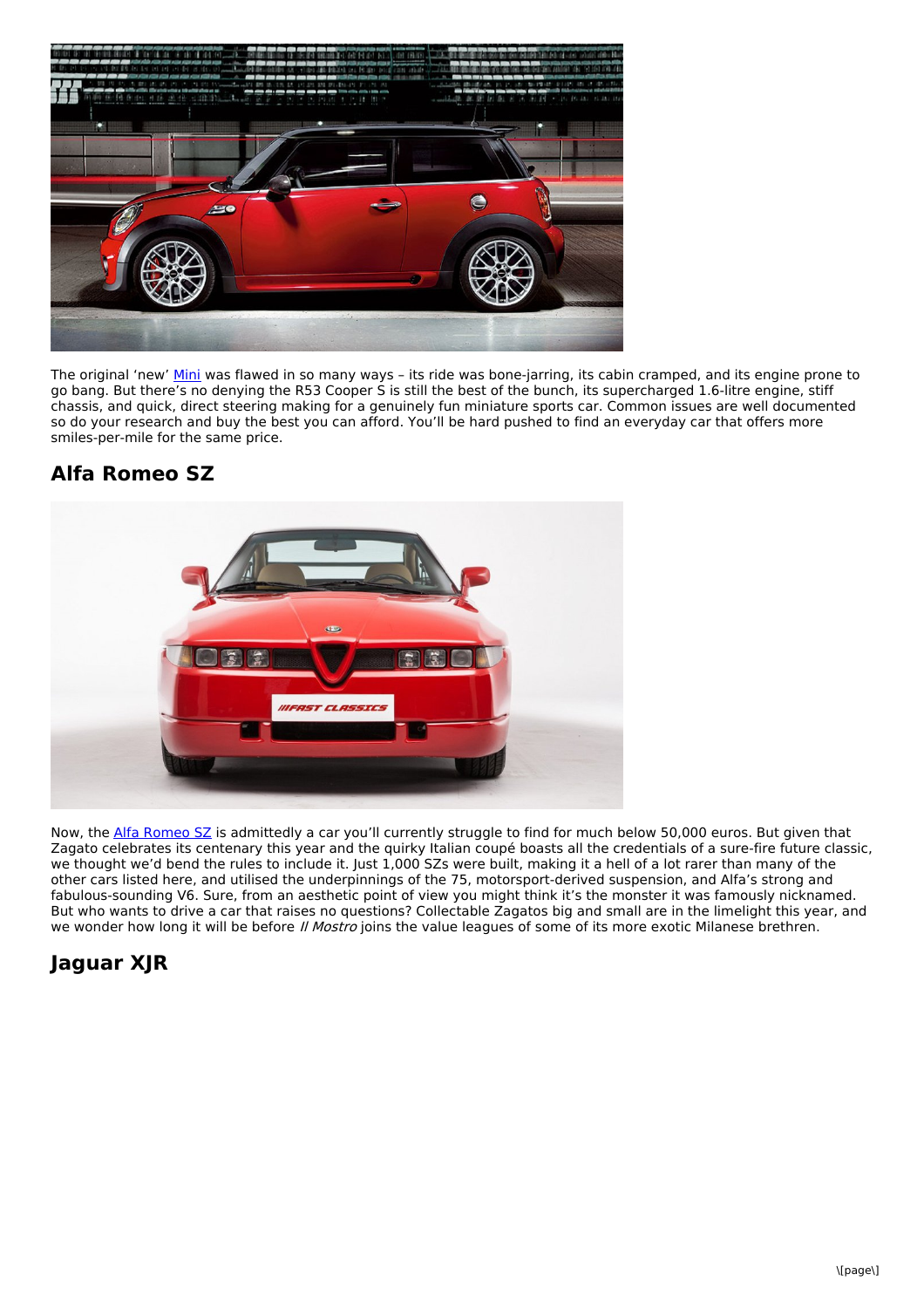The original 'new' Mini was flawed in so many ways – its ride was bone-jarring, its cabin cramped, and its engine prone to go bang. But there's no denying the R53 Cooper S is still the best of the bunch, its supercharged 1.6-litre engine, stiff chassis, and quick, direct steering making for a genuinely fun miniature sports car. Common issues are well documented so do your research and buy the best you can afford. You'll be hard pushed to find an everyday car that offers more smiles-per-mile for the same price.

## Alfa Romeo SZ

Now, the Alfa Romeo SZ is admittedly a car you'll currently struggle to find for much below 50,000 euros. But given that Zagato celebrates its centenary this year and the quirky Italian coupé boasts all the credentials of a sure-fire future classic, we thought we'd bend the rules to include it. Just 1,000 SZs were built, making it a hell of a lot rarer than many of the other cars listed here, and utilised the underpinnings of the 75, motorsport-derived suspension, and Alfa's strong and fabulous-sounding V6. Sure, from an aesthetic point of view you might think it's the monster it was famously nicknamed. But who wants to drive a car that raises no questions? Collectable Zagatos big and small are in the limelight this year, and we wonder how long it will be before *Il Mostro* joins the value leagues of some of its more exotic Milanese brethren.

## Jaguar XJR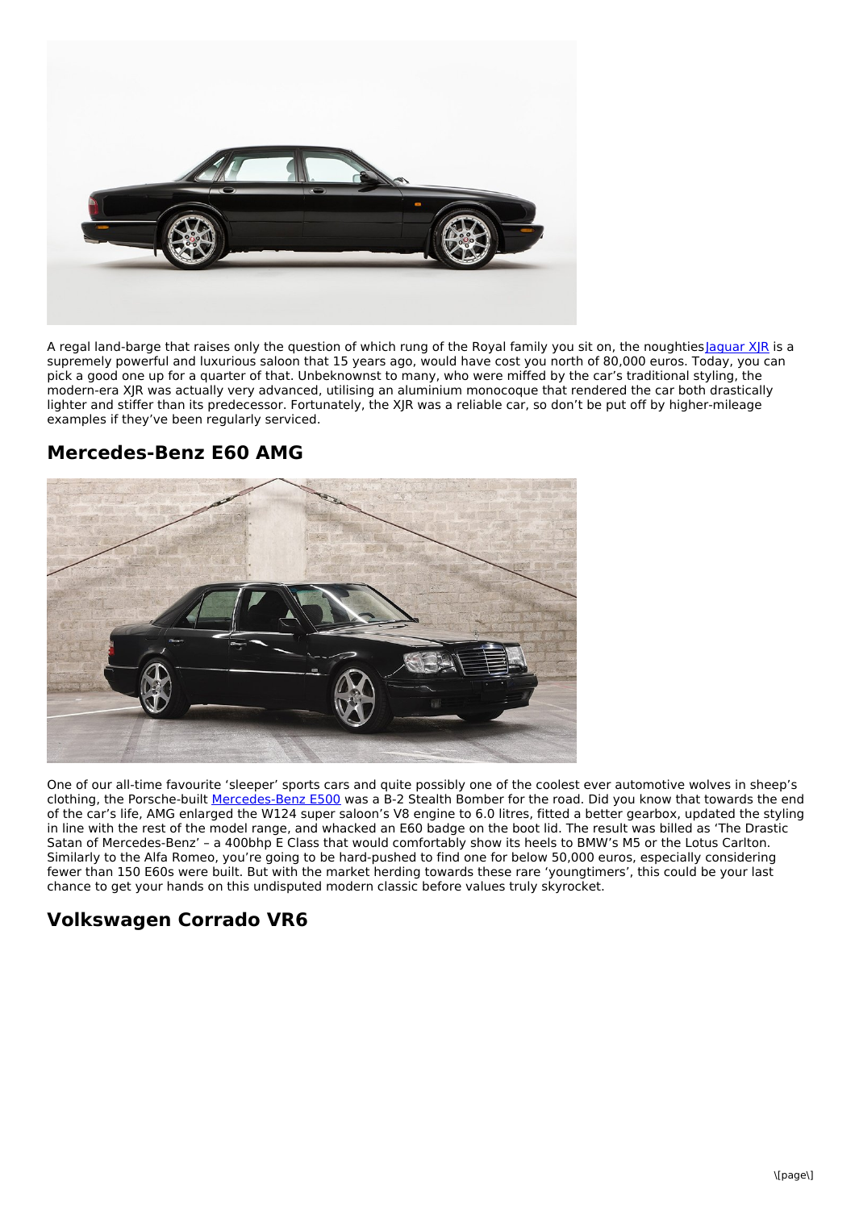A regal land-barge that raises only the question of which rung of the Royal family you sit on, the noughties Jaguar XJR is a supremely powerful and luxurious saloon that 15 years ago, would have cost you north of 80,000 euros. Today, you can pick a good one up for a quarter of that. Unbeknownst to many, who were miffed by the car's traditional styling, the modern-era XJR was actually very advanced, utilising an aluminium monocoque that rendered the car both drastically lighter and stiffer than its predecessor. Fortunately, the XJR was a reliable car, so don't be put off by higher-mileage examples if they've been regularly serviced.

## Mercedes-Benz E60 AMG

One of our all-time favourite 'sleeper' sports cars and quite possibly one of the coolest ever automotive wolves in sheep's clothing, the Porsche-built Mercedes-Benz E500 was a B-2 Stealth Bomber for the road. Did you know that towards the end of the car's life, AMG enlarged the W124 super saloon's V8 engine to 6.0 litres, fitted a better gearbox, updated the styling in line with the rest of the model range, and whacked an E60 badge on the boot lid. The result was billed as 'The Drastic Satan of Mercedes-Benz' – a 400bhp E Class that would comfortably show its heels to BMW's M5 or the Lotus Carlton. Similarly to the Alfa Romeo, you're going to be hard-pushed to find one for below 50,000 euros, especially considering fewer than 150 E60s were built. But with the market herding towards these rare 'youngtimers', this could be your last chance to get your hands on this undisputed modern classic before values truly skyrocket.

## Volkswagen Corrado VR6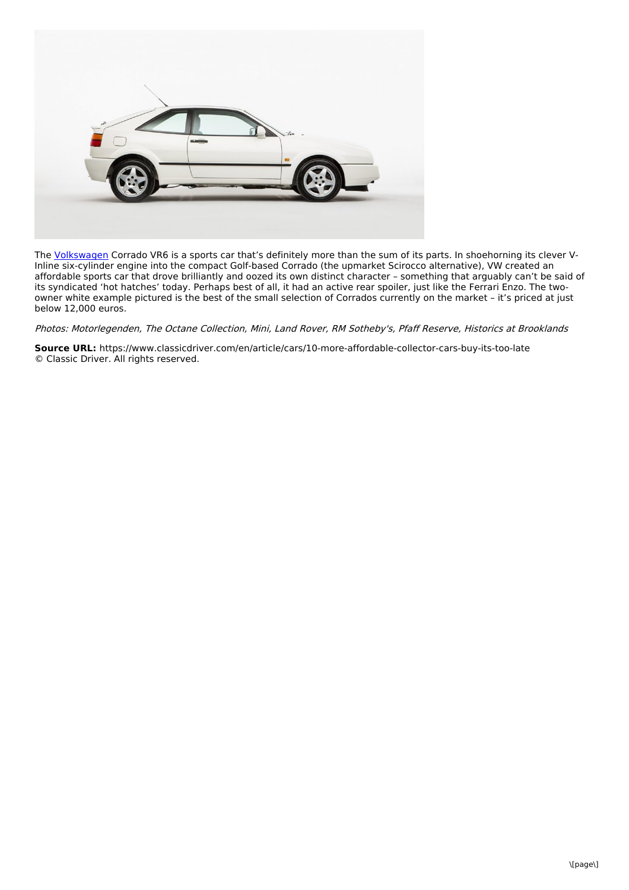The [Volkswagen](https://www.classicdriver.com) Corrado VR6 is a sports car that's definitely more than the sum of its parts. In shoehorning its clever V-Inline six-cylinder engine into the compact Golf-based Corrado (the upmarket Scirocco alternative), VW created an affordable sports car that drove brilliantly and oozed its own distinct character – something that arguably can't be said of its syndicated 'hot hatches' today. Perhaps best of all, it had an active rear spoiler, just like the Ferrari Enzo. The two-owner white example pictured is the best of the small selection of Corrados currently on the market – it's priced at just below 12,000 euros.

*Photos: Motorlegenden, The Octane Collection, Mini, Land Rover, RM Sotheby's, Pfaff Reserve, Historics at Brooklands*

**Source URL:** https://www.classicdriver.com/en/article/cars/10-more-affordable-collector-cars-buy-its-too-late
© Classic Driver. All rights reserved.